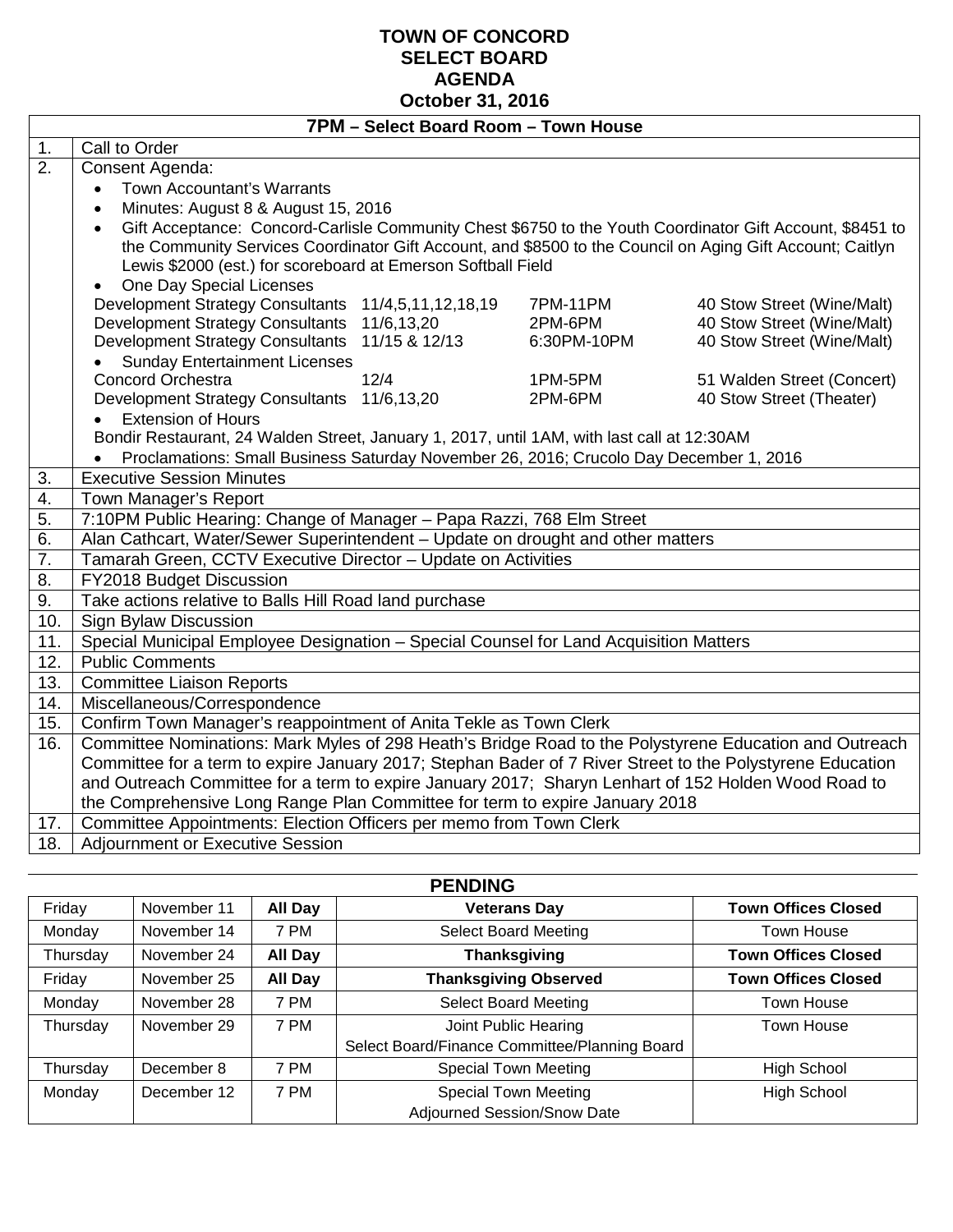# TOWN OF CONCORD
# SELECT BOARD
# AGENDA
## October 31, 2016

| 7PM – Select Board Room – Town House | |
|---|---|
| 1. | Call to Order |
| 2. | Consent Agenda:<br>• Town Accountant's Warrants<br>• Minutes: August 8 & August 15, 2016<br>• Gift Acceptance: Concord-Carlisle Community Chest $6750 to the Youth Coordinator Gift Account, $8451 to the Community Services Coordinator Gift Account, and $8500 to the Council on Aging Gift Account; Caitlyn Lewis $2000 (est.) for scoreboard at Emerson Softball Field<br>• One Day Special Licenses<br>Development Strategy Consultants 11/4,5,11,12,18,19 7PM-11PM 40 Stow Street (Wine/Malt)<br>Development Strategy Consultants 11/6,13,20 2PM-6PM 40 Stow Street (Wine/Malt)<br>Development Strategy Consultants 11/15 & 12/13 6:30PM-10PM 40 Stow Street (Wine/Malt)<br>• Sunday Entertainment Licenses<br>Concord Orchestra 12/4 1PM-5PM 51 Walden Street (Concert)<br>Development Strategy Consultants 11/6,13,20 2PM-6PM 40 Stow Street (Theater)<br>• Extension of Hours<br>Bondir Restaurant, 24 Walden Street, January 1, 2017, until 1AM, with last call at 12:30AM<br>• Proclamations: Small Business Saturday November 26, 2016; Crucolo Day December 1, 2016 |
| 3. | Executive Session Minutes |
| 4. | Town Manager's Report |
| 5. | 7:10PM Public Hearing: Change of Manager – Papa Razzi, 768 Elm Street |
| 6. | Alan Cathcart, Water/Sewer Superintendent – Update on drought and other matters |
| 7. | Tamarah Green, CCTV Executive Director – Update on Activities |
| 8. | FY2018 Budget Discussion |
| 9. | Take actions relative to Balls Hill Road land purchase |
| 10. | Sign Bylaw Discussion |
| 11. | Special Municipal Employee Designation – Special Counsel for Land Acquisition Matters |
| 12. | Public Comments |
| 13. | Committee Liaison Reports |
| 14. | Miscellaneous/Correspondence |
| 15. | Confirm Town Manager's reappointment of Anita Tekle as Town Clerk |
| 16. | Committee Nominations: Mark Myles of 298 Heath's Bridge Road to the Polystyrene Education and Outreach Committee for a term to expire January 2017; Stephan Bader of 7 River Street to the Polystyrene Education and Outreach Committee for a term to expire January 2017; Sharyn Lenhart of 152 Holden Wood Road to the Comprehensive Long Range Plan Committee for term to expire January 2018 |
| 17. | Committee Appointments: Election Officers per memo from Town Clerk |
| 18. | Adjournment or Executive Session |

## PENDING

| | | | | |
|---|---|---|---|---|
| Friday | November 11 | **All Day** | **Veterans Day** | **Town Offices Closed** |
| Monday | November 14 | 7 PM | Select Board Meeting | Town House |
| Thursday | November 24 | **All Day** | **Thanksgiving** | **Town Offices Closed** |
| Friday | November 25 | **All Day** | **Thanksgiving Observed** | **Town Offices Closed** |
| Monday | November 28 | 7 PM | Select Board Meeting | Town House |
| Thursday | November 29 | 7 PM | Joint Public Hearing<br>Select Board/Finance Committee/Planning Board | Town House |
| Thursday | December 8 | 7 PM | Special Town Meeting | High School |
| Monday | December 12 | 7 PM | Special Town Meeting<br>Adjourned Session/Snow Date | High School |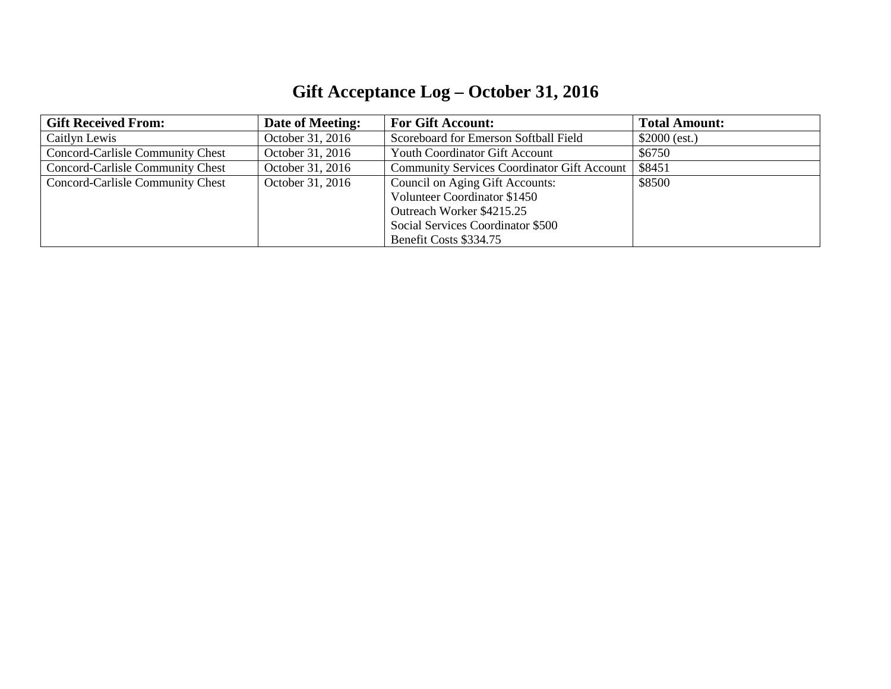# Gift Acceptance Log – October 31, 2016

| Gift Received From: | Date of Meeting: | For Gift Account: | Total Amount: |
| --- | --- | --- | --- |
| Caitlyn Lewis | October 31, 2016 | Scoreboard for Emerson Softball Field | $2000 (est.) |
| Concord-Carlisle Community Chest | October 31, 2016 | Youth Coordinator Gift Account | $6750 |
| Concord-Carlisle Community Chest | October 31, 2016 | Community Services Coordinator Gift Account | $8451 |
| Concord-Carlisle Community Chest | October 31, 2016 | Council on Aging Gift Accounts:<br>Volunteer Coordinator $1450<br>Outreach Worker $4215.25<br>Social Services Coordinator $500<br>Benefit Costs $334.75 | $8500 |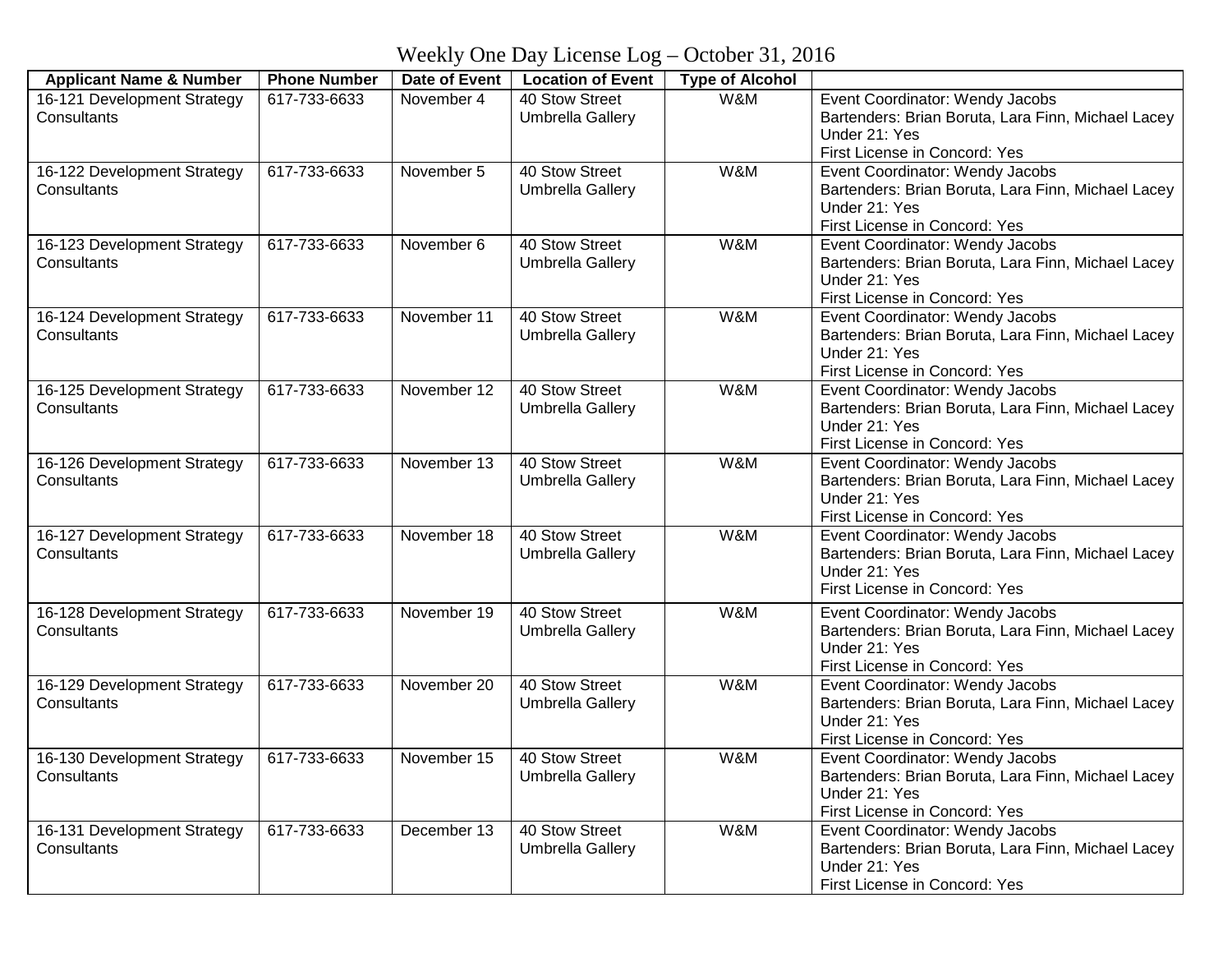Weekly One Day License Log – October 31, 2016

| Applicant Name & Number | Phone Number | Date of Event | Location of Event | Type of Alcohol | |
|---|---|---|---|---|---|
| 16-121 Development Strategy Consultants | 617-733-6633 | November 4 | 40 Stow Street Umbrella Gallery | W&M | Event Coordinator: Wendy Jacobs<br>Bartenders: Brian Boruta, Lara Finn, Michael Lacey<br>Under 21: Yes<br>First License in Concord: Yes |
| 16-122 Development Strategy Consultants | 617-733-6633 | November 5 | 40 Stow Street Umbrella Gallery | W&M | Event Coordinator: Wendy Jacobs<br>Bartenders: Brian Boruta, Lara Finn, Michael Lacey<br>Under 21: Yes<br>First License in Concord: Yes |
| 16-123 Development Strategy Consultants | 617-733-6633 | November 6 | 40 Stow Street Umbrella Gallery | W&M | Event Coordinator: Wendy Jacobs<br>Bartenders: Brian Boruta, Lara Finn, Michael Lacey<br>Under 21: Yes<br>First License in Concord: Yes |
| 16-124 Development Strategy Consultants | 617-733-6633 | November 11 | 40 Stow Street Umbrella Gallery | W&M | Event Coordinator: Wendy Jacobs<br>Bartenders: Brian Boruta, Lara Finn, Michael Lacey<br>Under 21: Yes<br>First License in Concord: Yes |
| 16-125 Development Strategy Consultants | 617-733-6633 | November 12 | 40 Stow Street Umbrella Gallery | W&M | Event Coordinator: Wendy Jacobs<br>Bartenders: Brian Boruta, Lara Finn, Michael Lacey<br>Under 21: Yes<br>First License in Concord: Yes |
| 16-126 Development Strategy Consultants | 617-733-6633 | November 13 | 40 Stow Street Umbrella Gallery | W&M | Event Coordinator: Wendy Jacobs<br>Bartenders: Brian Boruta, Lara Finn, Michael Lacey<br>Under 21: Yes<br>First License in Concord: Yes |
| 16-127 Development Strategy Consultants | 617-733-6633 | November 18 | 40 Stow Street Umbrella Gallery | W&M | Event Coordinator: Wendy Jacobs<br>Bartenders: Brian Boruta, Lara Finn, Michael Lacey<br>Under 21: Yes<br>First License in Concord: Yes |
| 16-128 Development Strategy Consultants | 617-733-6633 | November 19 | 40 Stow Street Umbrella Gallery | W&M | Event Coordinator: Wendy Jacobs<br>Bartenders: Brian Boruta, Lara Finn, Michael Lacey<br>Under 21: Yes<br>First License in Concord: Yes |
| 16-129 Development Strategy Consultants | 617-733-6633 | November 20 | 40 Stow Street Umbrella Gallery | W&M | Event Coordinator: Wendy Jacobs<br>Bartenders: Brian Boruta, Lara Finn, Michael Lacey<br>Under 21: Yes<br>First License in Concord: Yes |
| 16-130 Development Strategy Consultants | 617-733-6633 | November 15 | 40 Stow Street Umbrella Gallery | W&M | Event Coordinator: Wendy Jacobs<br>Bartenders: Brian Boruta, Lara Finn, Michael Lacey<br>Under 21: Yes<br>First License in Concord: Yes |
| 16-131 Development Strategy Consultants | 617-733-6633 | December 13 | 40 Stow Street Umbrella Gallery | W&M | Event Coordinator: Wendy Jacobs<br>Bartenders: Brian Boruta, Lara Finn, Michael Lacey<br>Under 21: Yes<br>First License in Concord: Yes |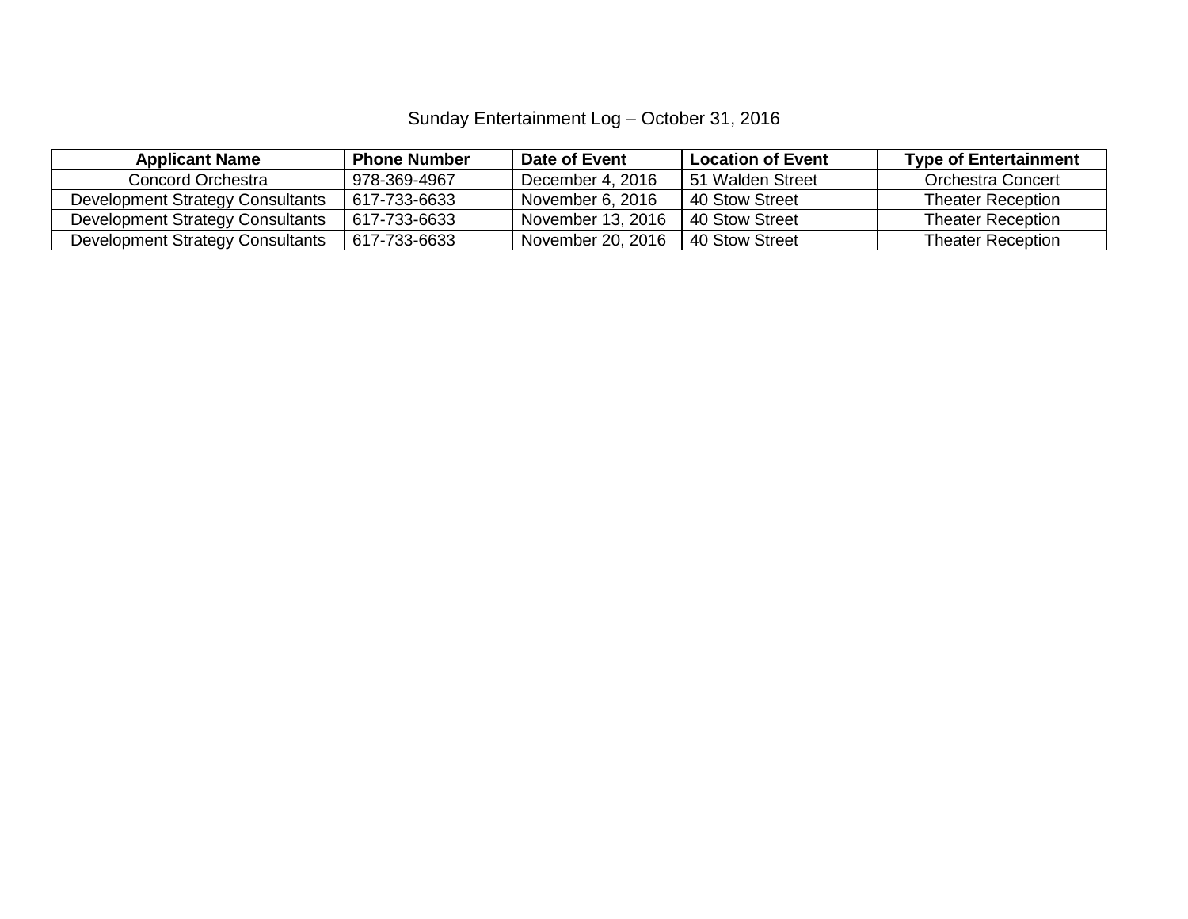Sunday Entertainment Log – October 31, 2016

| Applicant Name | Phone Number | Date of Event | Location of Event | Type of Entertainment |
|---|---|---|---|---|
| Concord Orchestra | 978-369-4967 | December 4, 2016 | 51 Walden Street | Orchestra Concert |
| Development Strategy Consultants | 617-733-6633 | November 6, 2016 | 40 Stow Street | Theater Reception |
| Development Strategy Consultants | 617-733-6633 | November 13, 2016 | 40 Stow Street | Theater Reception |
| Development Strategy Consultants | 617-733-6633 | November 20, 2016 | 40 Stow Street | Theater Reception |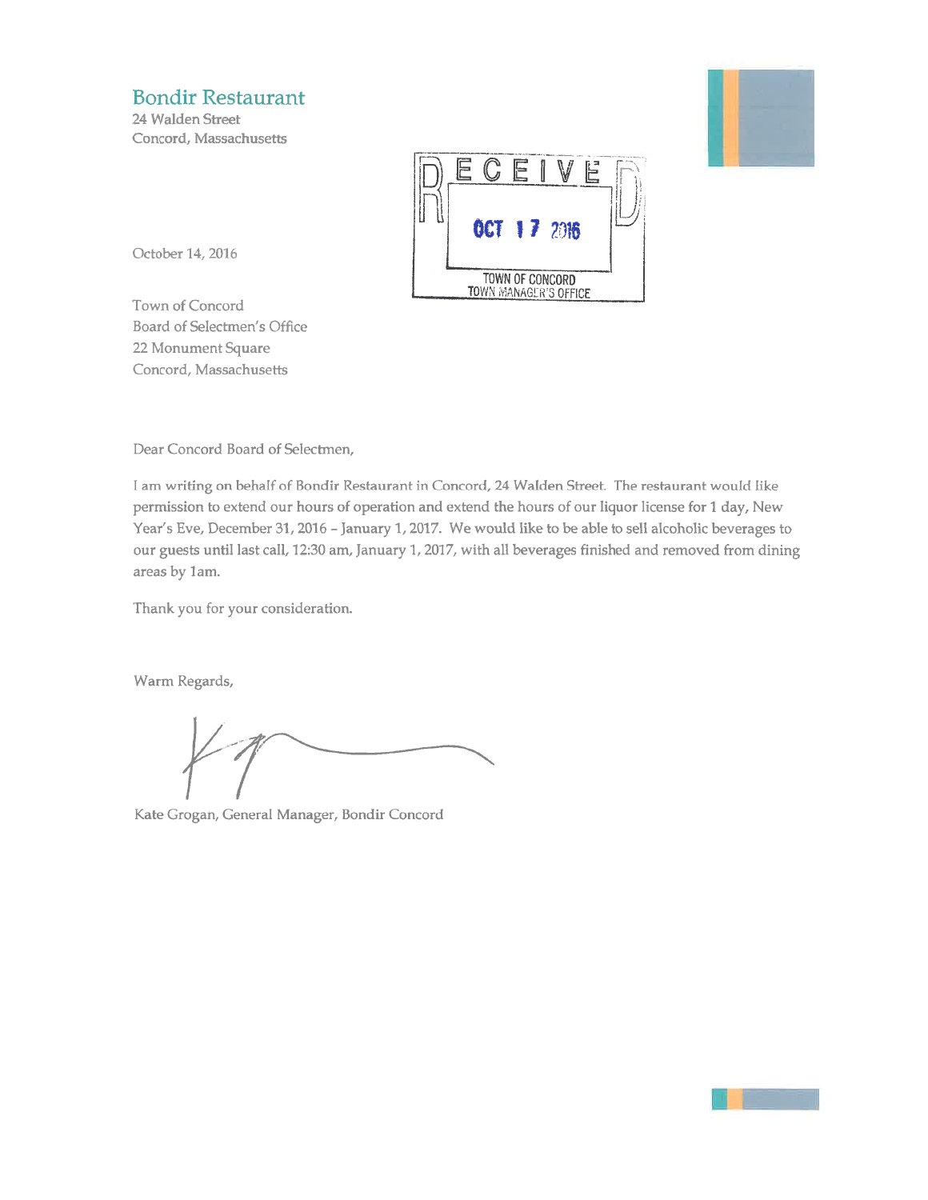Bondir Restaurant
24 Walden Street
Concord, Massachusetts

RECEIVED
OCT 17 2016
TOWN OF CONCORD
TOWN MANAGER'S OFFICE

October 14, 2016

Town of Concord
Board of Selectmen's Office
22 Monument Square
Concord, Massachusetts

Dear Concord Board of Selectmen,

I am writing on behalf of Bondir Restaurant in Concord, 24 Walden Street. The restaurant would like permission to extend our hours of operation and extend the hours of our liquor license for 1 day, New Year's Eve, December 31, 2016 – January 1, 2017. We would like to be able to sell alcoholic beverages to our guests until last call, 12:30 am, January 1, 2017, with all beverages finished and removed from dining areas by 1am.

Thank you for your consideration.

Warm Regards,

Kate Grogan, General Manager, Bondir Concord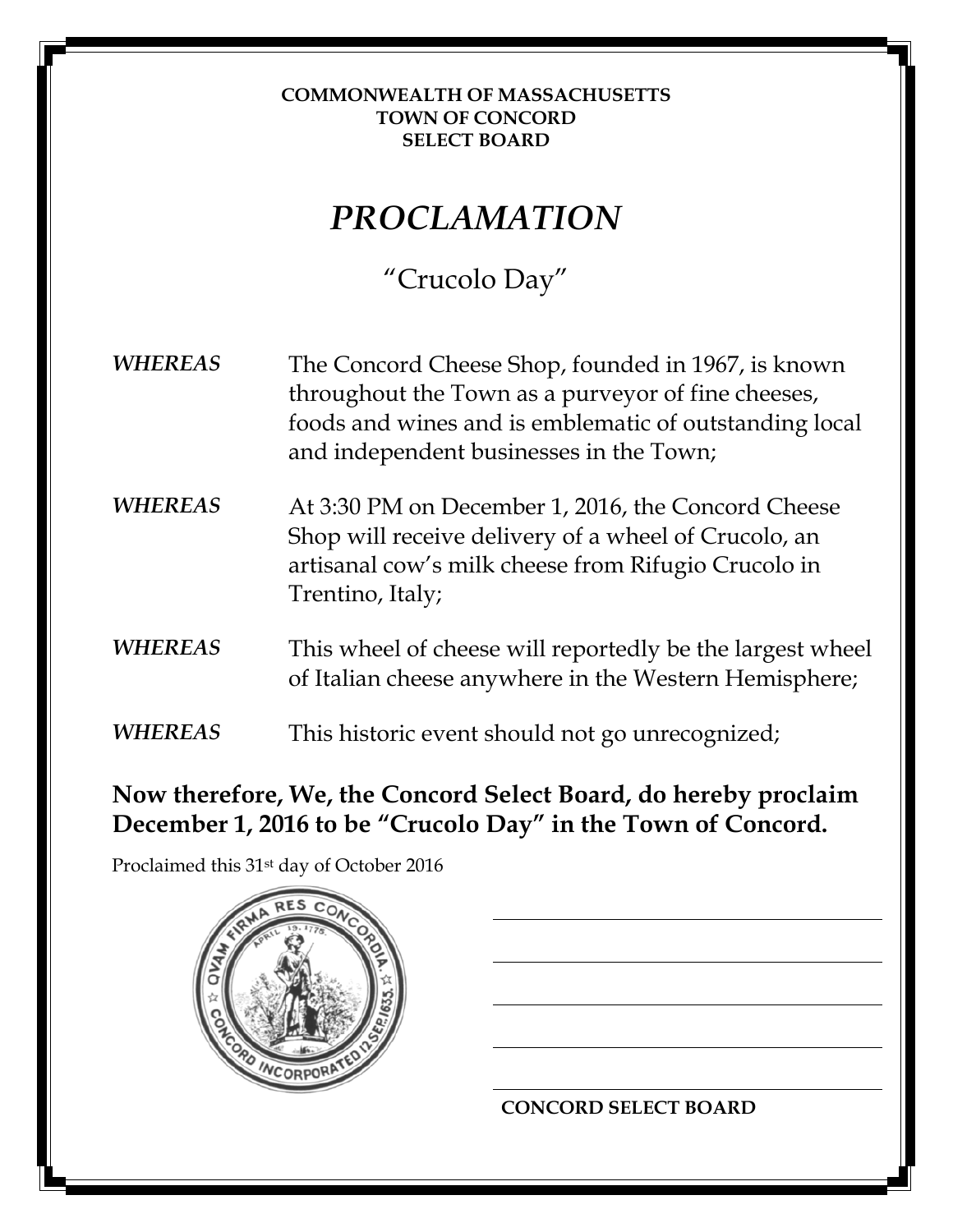**COMMONWEALTH OF MASSACHUSETTS**
**TOWN OF CONCORD**
**SELECT BOARD**

# *PROCLAMATION*

"Crucolo Day"

***WHEREAS*** The Concord Cheese Shop, founded in 1967, is known throughout the Town as a purveyor of fine cheeses, foods and wines and is emblematic of outstanding local and independent businesses in the Town;

***WHEREAS*** At 3:30 PM on December 1, 2016, the Concord Cheese Shop will receive delivery of a wheel of Crucolo, an artisanal cow's milk cheese from Rifugio Crucolo in Trentino, Italy;

***WHEREAS*** This wheel of cheese will reportedly be the largest wheel of Italian cheese anywhere in the Western Hemisphere;

***WHEREAS*** This historic event should not go unrecognized;

**Now therefore, We, the Concord Select Board, do hereby proclaim December 1, 2016 to be "Crucolo Day" in the Town of Concord.**

Proclaimed this 31st day of October 2016

______________________________

______________________________

______________________________

______________________________

______________________________

**CONCORD SELECT BOARD**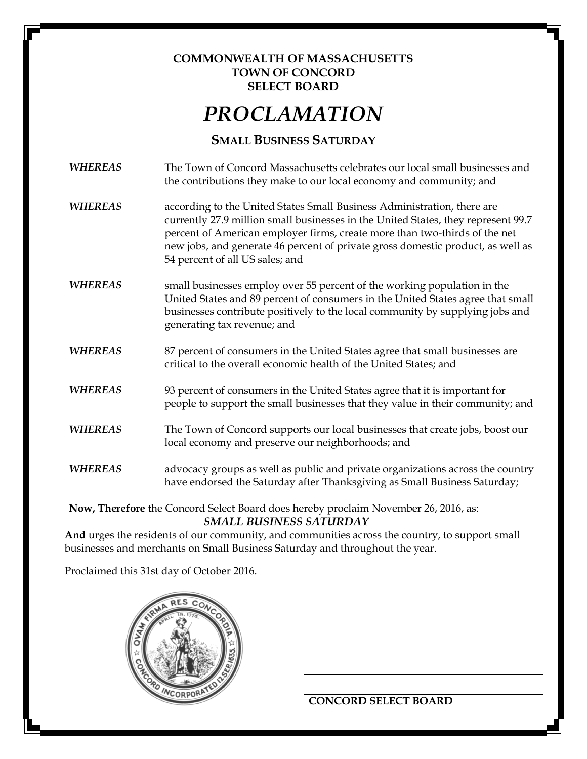**COMMONWEALTH OF MASSACHUSETTS**
**TOWN OF CONCORD**
**SELECT BOARD**

# *PROCLAMATION*

## SMALL BUSINESS SATURDAY

***WHEREAS*** The Town of Concord Massachusetts celebrates our local small businesses and the contributions they make to our local economy and community; and

***WHEREAS*** according to the United States Small Business Administration, there are currently 27.9 million small businesses in the United States, they represent 99.7 percent of American employer firms, create more than two-thirds of the net new jobs, and generate 46 percent of private gross domestic product, as well as 54 percent of all US sales; and

***WHEREAS*** small businesses employ over 55 percent of the working population in the United States and 89 percent of consumers in the United States agree that small businesses contribute positively to the local community by supplying jobs and generating tax revenue; and

***WHEREAS*** 87 percent of consumers in the United States agree that small businesses are critical to the overall economic health of the United States; and

***WHEREAS*** 93 percent of consumers in the United States agree that it is important for people to support the small businesses that they value in their community; and

***WHEREAS*** The Town of Concord supports our local businesses that create jobs, boost our local economy and preserve our neighborhoods; and

***WHEREAS*** advocacy groups as well as public and private organizations across the country have endorsed the Saturday after Thanksgiving as Small Business Saturday;

**Now, Therefore** the Concord Select Board does hereby proclaim November 26, 2016, as:

***SMALL BUSINESS SATURDAY***

**And** urges the residents of our community, and communities across the country, to support small businesses and merchants on Small Business Saturday and throughout the year.

Proclaimed this 31st day of October 2016.

QVAM FIRMA RES CONCORDIA — APRIL 19, 1775 — CONCORD INCORPORATED 12 SEP. 1635

\_\_\_\_\_\_\_\_\_\_\_\_\_\_\_\_\_\_\_\_\_\_\_\_\_\_\_\_\_\_

\_\_\_\_\_\_\_\_\_\_\_\_\_\_\_\_\_\_\_\_\_\_\_\_\_\_\_\_\_\_

\_\_\_\_\_\_\_\_\_\_\_\_\_\_\_\_\_\_\_\_\_\_\_\_\_\_\_\_\_\_

\_\_\_\_\_\_\_\_\_\_\_\_\_\_\_\_\_\_\_\_\_\_\_\_\_\_\_\_\_\_

\_\_\_\_\_\_\_\_\_\_\_\_\_\_\_\_\_\_\_\_\_\_\_\_\_\_\_\_\_\_

**CONCORD SELECT BOARD**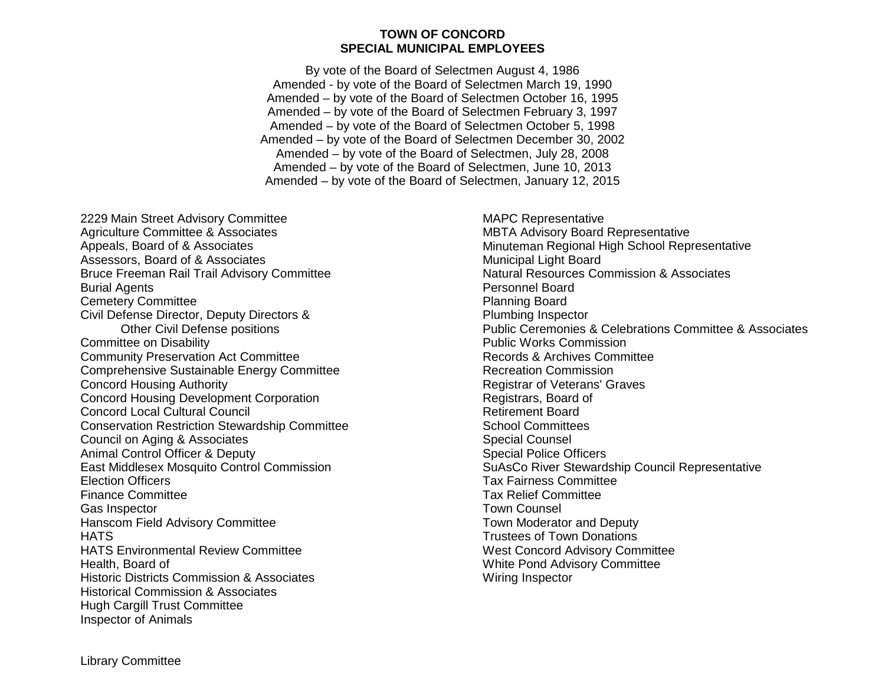**TOWN OF CONCORD**
**SPECIAL MUNICIPAL EMPLOYEES**

By vote of the Board of Selectmen August 4, 1986
Amended - by vote of the Board of Selectmen March 19, 1990
Amended – by vote of the Board of Selectmen October 16, 1995
Amended – by vote of the Board of Selectmen February 3, 1997
Amended – by vote of the Board of Selectmen October 5, 1998
Amended – by vote of the Board of Selectmen December 30, 2002
Amended – by vote of the Board of Selectmen, July 28, 2008
Amended – by vote of the Board of Selectmen, June 10, 2013
Amended – by vote of the Board of Selectmen, January 12, 2015

2229 Main Street Advisory Committee
Agriculture Committee & Associates
Appeals, Board of & Associates
Assessors, Board of & Associates
Bruce Freeman Rail Trail Advisory Committee
Burial Agents
Cemetery Committee
Civil Defense Director, Deputy Directors &
    Other Civil Defense positions
Committee on Disability
Community Preservation Act Committee
Comprehensive Sustainable Energy Committee
Concord Housing Authority
Concord Housing Development Corporation
Concord Local Cultural Council
Conservation Restriction Stewardship Committee
Council on Aging & Associates
Animal Control Officer & Deputy
East Middlesex Mosquito Control Commission
Election Officers
Finance Committee
Gas Inspector
Hanscom Field Advisory Committee
HATS
HATS Environmental Review Committee
Health, Board of
Historic Districts Commission & Associates
Historical Commission & Associates
Hugh Cargill Trust Committee
Inspector of Animals

Library Committee

MAPC Representative
MBTA Advisory Board Representative
Minuteman Regional High School Representative
Municipal Light Board
Natural Resources Commission & Associates
Personnel Board
Planning Board
Plumbing Inspector
Public Ceremonies & Celebrations Committee & Associates
Public Works Commission
Records & Archives Committee
Recreation Commission
Registrar of Veterans' Graves
Registrars, Board of
Retirement Board
School Committees
Special Counsel
Special Police Officers
SuAsCo River Stewardship Council Representative
Tax Fairness Committee
Tax Relief Committee
Town Counsel
Town Moderator and Deputy
Trustees of Town Donations
West Concord Advisory Committee
White Pond Advisory Committee
Wiring Inspector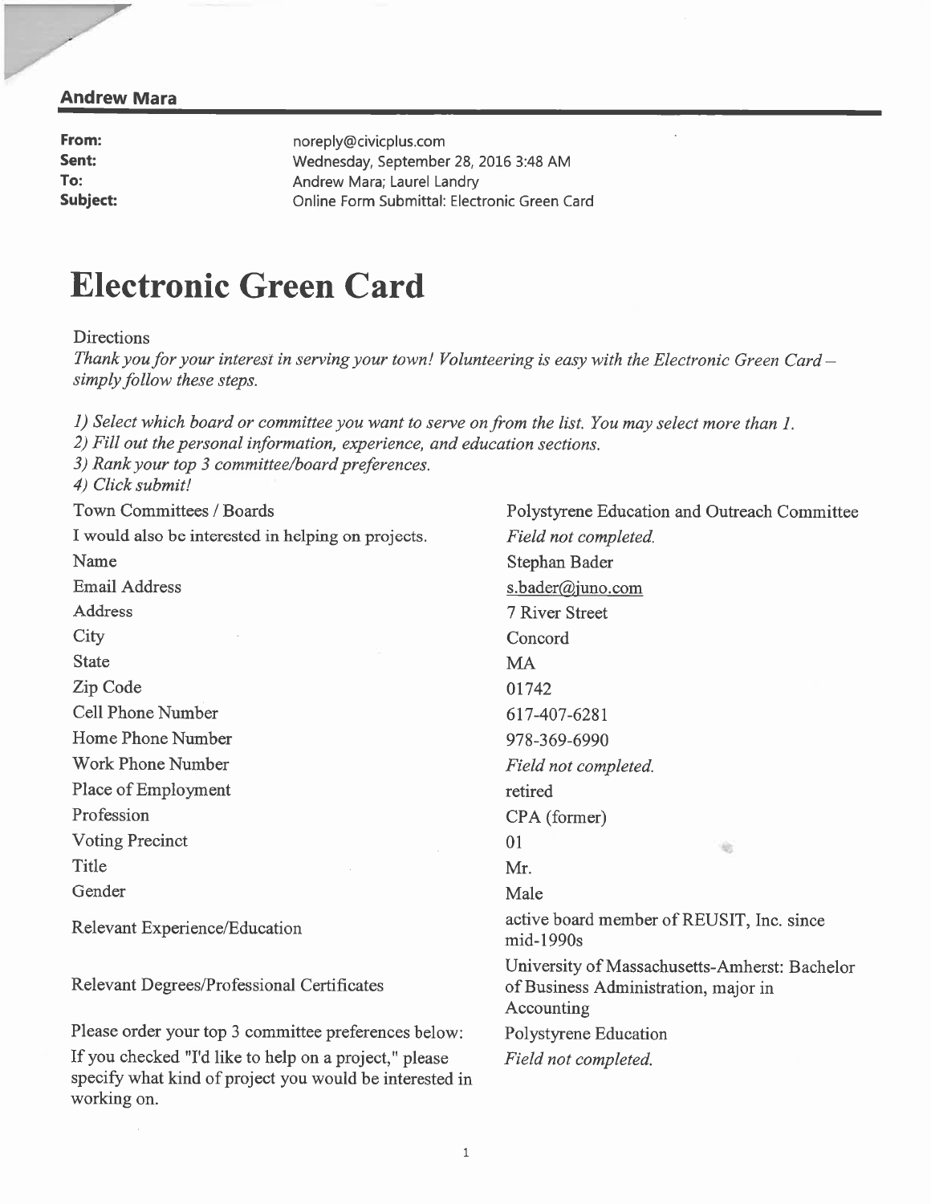**Andrew Mara**

| | |
|---|---|
| **From:** | noreply@civicplus.com |
| **Sent:** | Wednesday, September 28, 2016 3:48 AM |
| **To:** | Andrew Mara; Laurel Landry |
| **Subject:** | Online Form Submittal: Electronic Green Card |

# Electronic Green Card

Directions

*Thank you for your interest in serving your town! Volunteering is easy with the Electronic Green Card – simply follow these steps.*

*1) Select which board or committee you want to serve on from the list. You may select more than 1.*
*2) Fill out the personal information, experience, and education sections.*
*3) Rank your top 3 committee/board preferences.*
*4) Click submit!*

| | |
|---|---|
| Town Committees / Boards | Polystyrene Education and Outreach Committee |
| I would also be interested in helping on projects. | *Field not completed.* |
| Name | Stephan Bader |
| Email Address | s.bader@juno.com |
| Address | 7 River Street |
| City | Concord |
| State | MA |
| Zip Code | 01742 |
| Cell Phone Number | 617-407-6281 |
| Home Phone Number | 978-369-6990 |
| Work Phone Number | *Field not completed.* |
| Place of Employment | retired |
| Profession | CPA (former) |
| Voting Precinct | 01 |
| Title | Mr. |
| Gender | Male |
| Relevant Experience/Education | active board member of REUSIT, Inc. since mid-1990s |
| Relevant Degrees/Professional Certificates | University of Massachusetts-Amherst: Bachelor of Business Administration, major in Accounting |
| Please order your top 3 committee preferences below: | Polystyrene Education |
| If you checked "I'd like to help on a project," please specify what kind of project you would be interested in working on. | *Field not completed.* |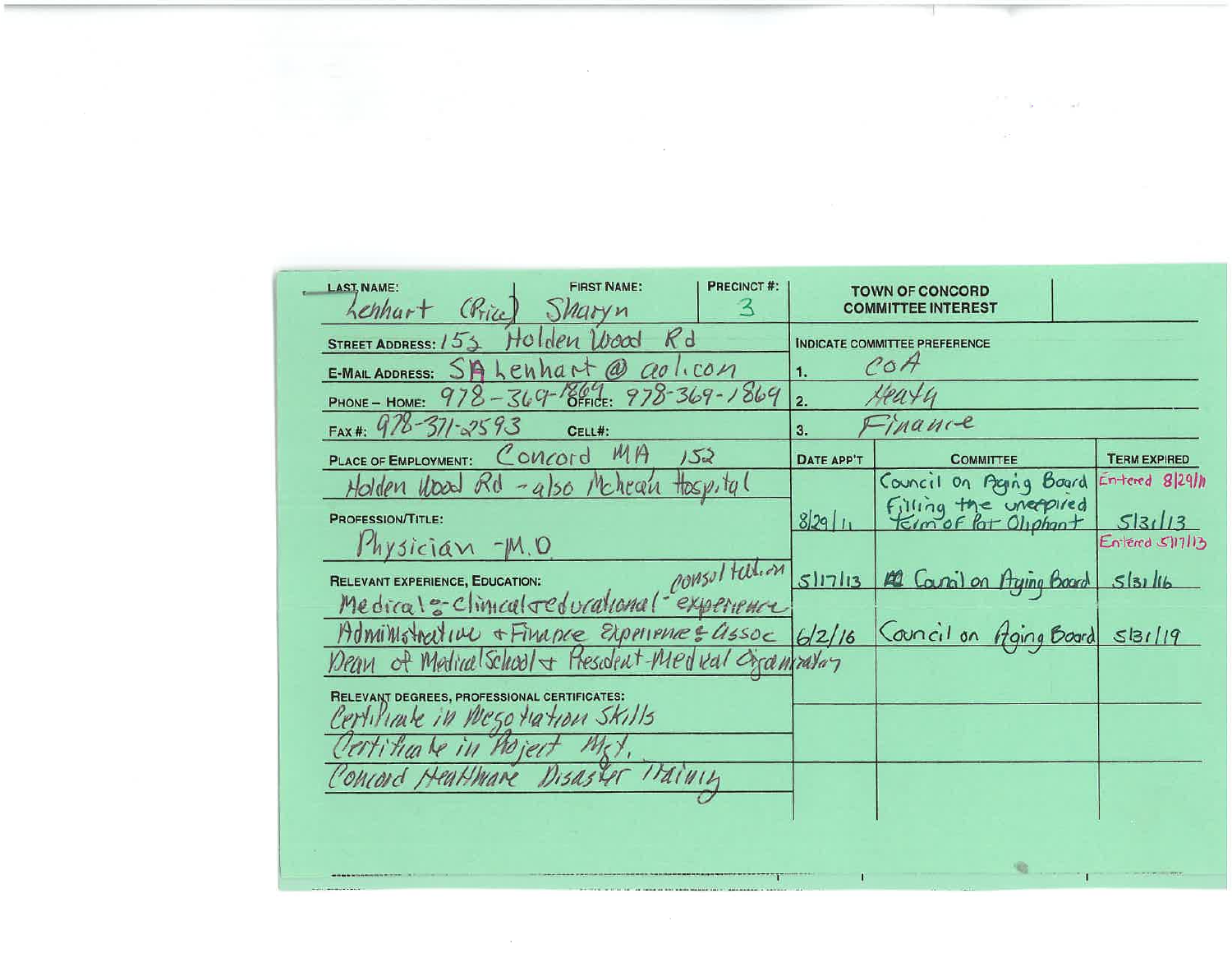| LAST NAME: | FIRST NAME: | PRECINCT #: |
| --- | --- | --- |
| Lenhart (Price) | Sharyn | 3 |

**TOWN OF CONCORD COMMITTEE INTEREST**

**STREET ADDRESS:** 152 Holden Wood Rd

**E-MAIL ADDRESS:** SA Lenhart @ aol.com

**PHONE – HOME:** 978-369-1869 **OFFICE:** 978-369-1869

**FAX #:** 978-371-2593 **CELL#:**

**PLACE OF EMPLOYMENT:** Concord MA 152 Holden Wood Rd - also Mclean Hospital

**PROFESSION/TITLE:** Physician - M.D

**RELEVANT EXPERIENCE, EDUCATION:** Medical & clinical educational consultation experience Administrative & Finance Experience & Assoc Dean of Medical School & Resident Medical Organization

**RELEVANT DEGREES, PROFESSIONAL CERTIFICATES:**
Certificate in Negotiation Skills
Certificate in Project Mgt.
Concord Healthcare Disaster Training

**INDICATE COMMITTEE PREFERENCE**

1. CoA
2. Health
3. Finance

| DATE APP'T | COMMITTEE | TERM EXPIRED |
| --- | --- | --- |
| 8/29/11 | Council on Aging Board Filling the unexpired term of Pat Oliphant | Entered 8/29/11 5/31/13 Entered 5/17/13 |
| 5/17/13 | Council on Aging Board | 5/31/16 |
| 6/2/16 | Council on Aging Board | 5/31/19 |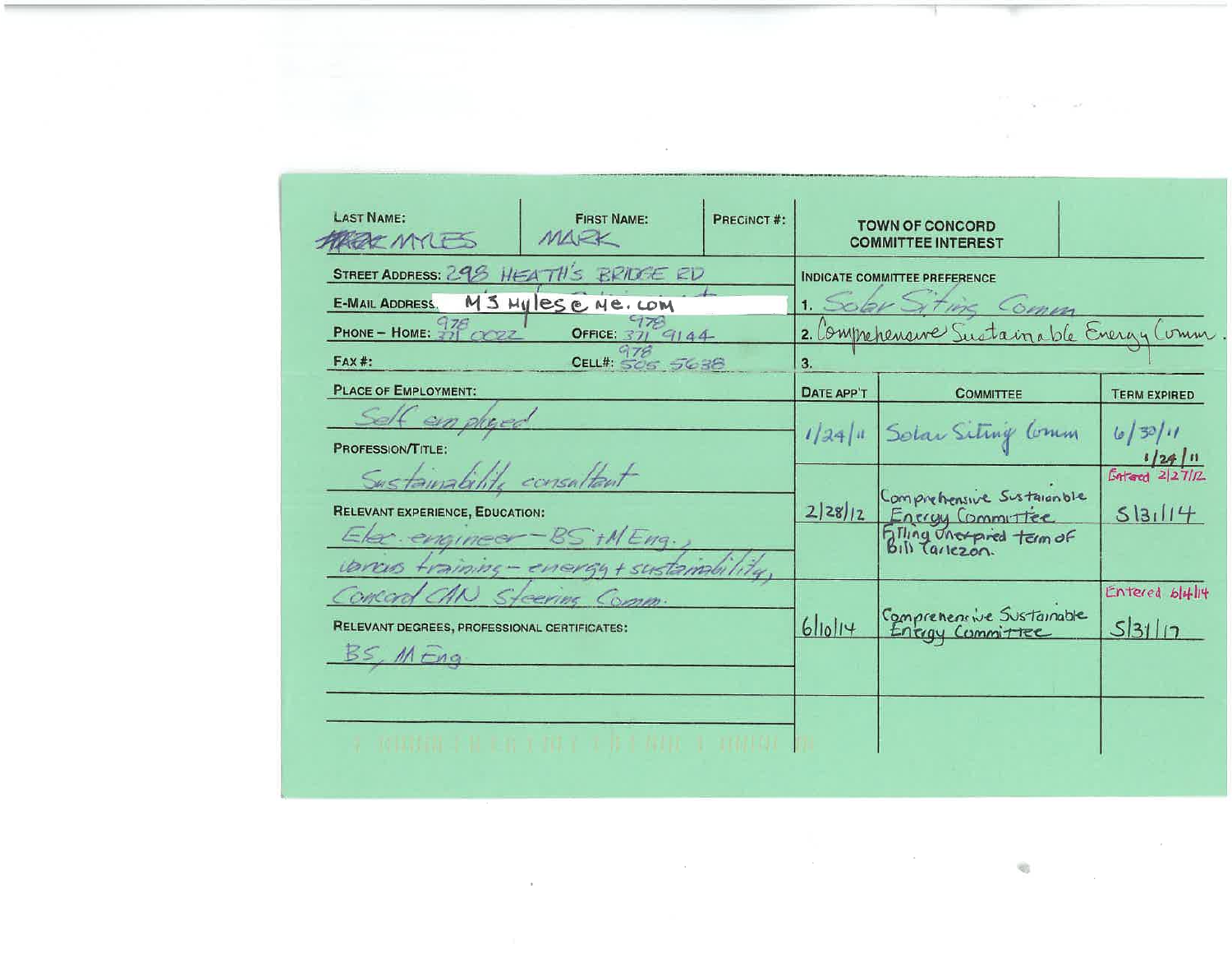| LAST NAME: | FIRST NAME: | PRECINCT #: | TOWN OF CONCORD COMMITTEE INTEREST |
|---|---|---|---|
| ~~MARK~~ MYLES | MARK | | |

**STREET ADDRESS:** 298 HEATH'S BRIDGE RD

**E-MAIL ADDRESS:** M J Myles @ ME. COM

**PHONE – HOME:** 978 371 0022 **OFFICE:** 978 371 9144

**FAX #:** **CELL#:** 978 505 5638

**PLACE OF EMPLOYMENT:**
Self employed

**PROFESSION/TITLE:**
Sustainability consultant

**RELEVANT EXPERIENCE, EDUCATION:**
Elec. engineer – BS + M Eng.,
various training – energy + sustainability,
Concord CAN Steering Comm.

**RELEVANT DEGREES, PROFESSIONAL CERTIFICATES:**
BS, M Eng

**INDICATE COMMITTEE PREFERENCE**
1. Solar Siting Comm
2. Comprehensive Sustainable Energy Comm.
3.

| DATE APP'T | COMMITTEE | TERM EXPIRED |
|---|---|---|
| 1/24/11 | Solar Siting Comm | ~~6/30/11~~ 1/24/11 Entered 2/27/12 |
| 2/28/12 | Comprehensive Sustainable Energy Committee Filling Unexpired term of Bill Carlezon. | 5/31/14 |
| 6/10/14 | Comprehensive Sustainable Energy Committee | Entered 6/4/14 5/31/17 |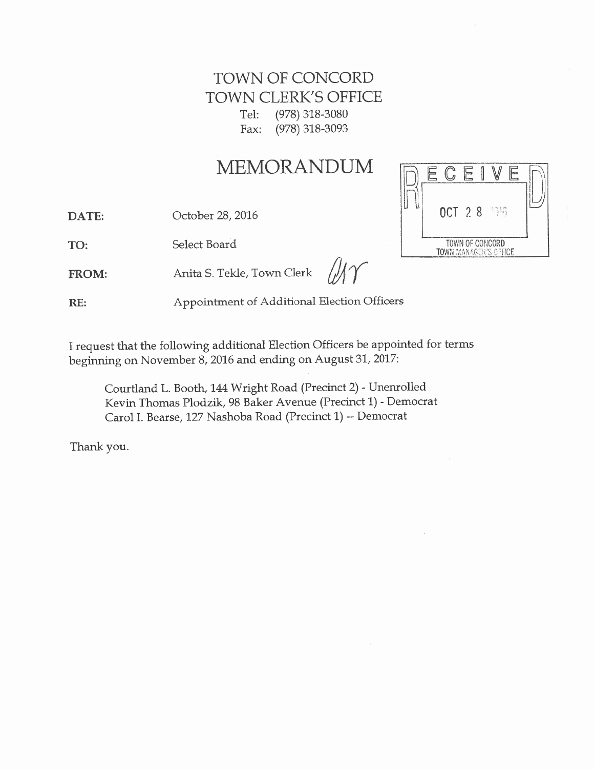# TOWN OF CONCORD
# TOWN CLERK'S OFFICE

Tel: (978) 318-3080
Fax: (978) 318-3093

## MEMORANDUM

RECEIVED
OCT 28 2016
TOWN OF CONCORD
TOWN MANAGER'S OFFICE

**DATE:** October 28, 2016

**TO:** Select Board

**FROM:** Anita S. Tekle, Town Clerk

**RE:** Appointment of Additional Election Officers

I request that the following additional Election Officers be appointed for terms beginning on November 8, 2016 and ending on August 31, 2017:

Courtland L. Booth, 144 Wright Road (Precinct 2) - Unenrolled
Kevin Thomas Plodzik, 98 Baker Avenue (Precinct 1) - Democrat
Carol I. Bearse, 127 Nashoba Road (Precinct 1) -- Democrat

Thank you.